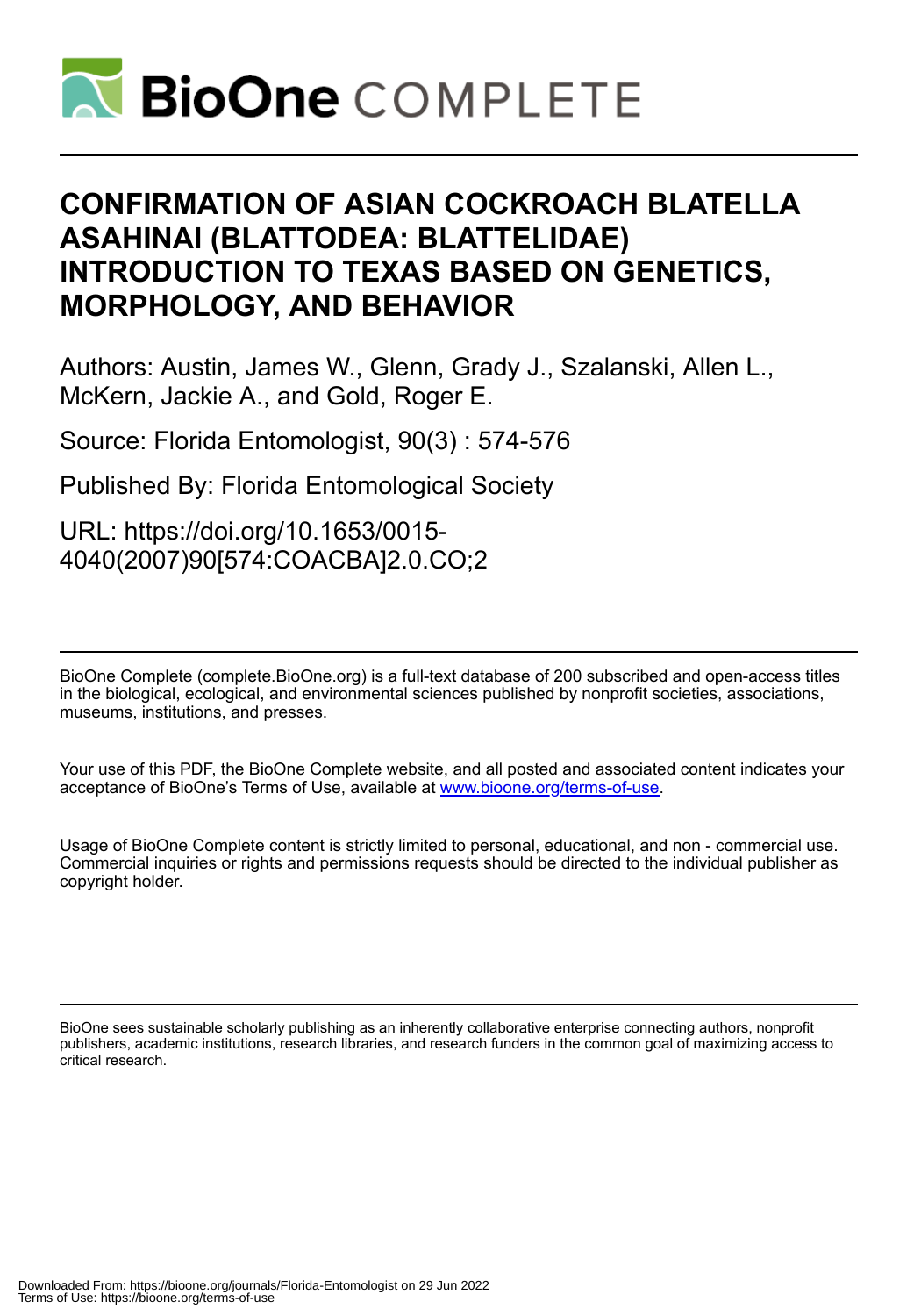# CONFIRMATION OF ASIAN COCKROACH BLATELLA ASAHINAI (BLATTODEA: BLATTELIDAE) INTRODUCTION TO TEXAS BASED ON GENETICS, MORPHOLOGY, AND BEHAVIOR

Authors: Austin, James W., Glenn, Grady J., Szalanski, Allen L., McKern, Jackie A., and Gold, Roger E.

Source: Florida Entomologist, 90(3) : 574-576

Published By: Florida Entomological Society

URL: https://doi.org/10.1653/0015-4040(2007)90[574:COACBA]2.0.CO;2

BioOne Complete (complete.BioOne.org) is a full-text database of 200 subscribed and open-access titles in the biological, ecological, and environmental sciences published by nonprofit societies, associations, museums, institutions, and presses.

Your use of this PDF, the BioOne Complete website, and all posted and associated content indicates your acceptance of BioOne's Terms of Use, available at www.bioone.org/terms-of-use.

Usage of BioOne Complete content is strictly limited to personal, educational, and non - commercial use. Commercial inquiries or rights and permissions requests should be directed to the individual publisher as copyright holder.

BioOne sees sustainable scholarly publishing as an inherently collaborative enterprise connecting authors, nonprofit publishers, academic institutions, research libraries, and research funders in the common goal of maximizing access to critical research.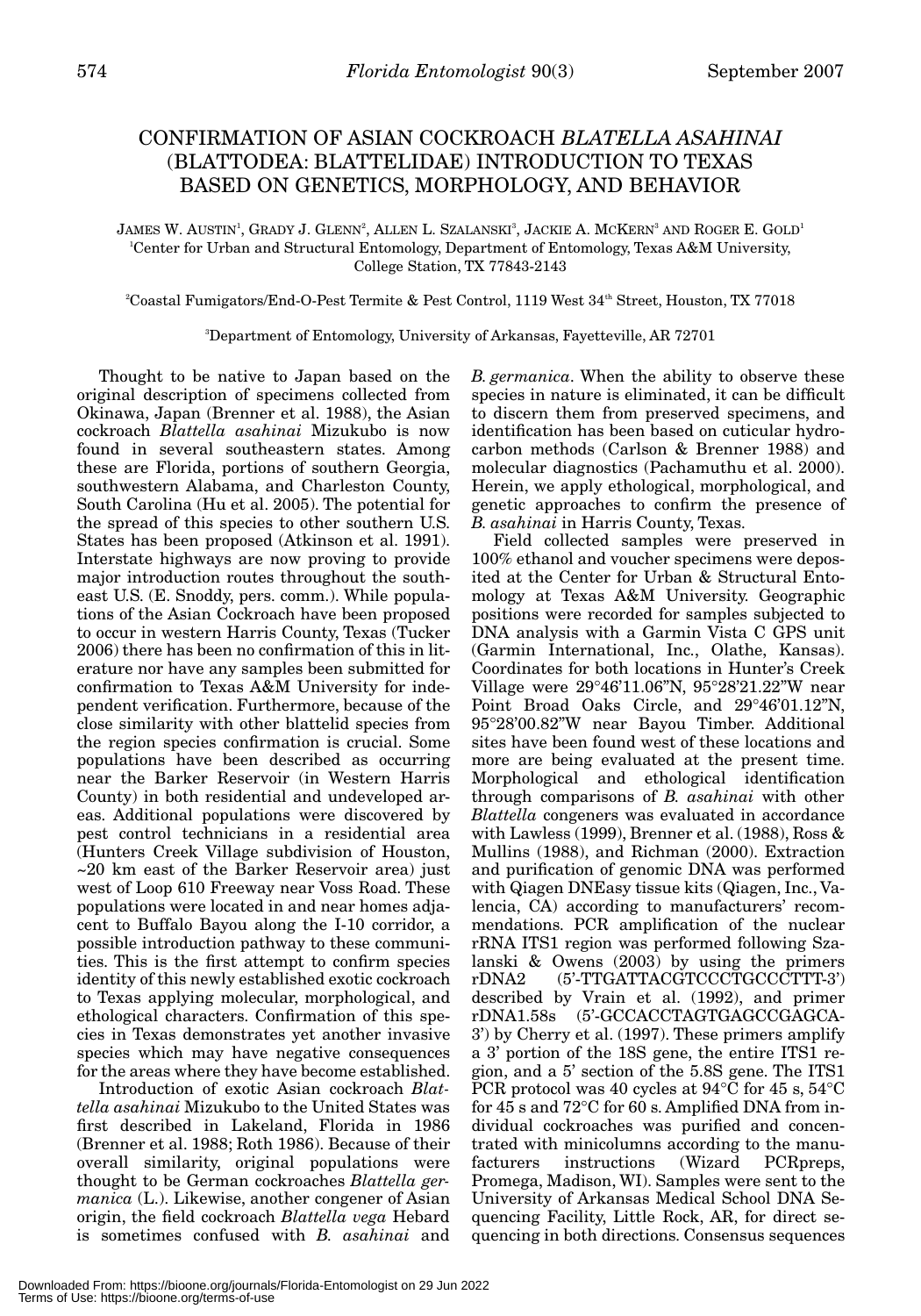# CONFIRMATION OF ASIAN COCKROACH *BLATELLA ASAHINAI* (BLATTODEA: BLATTELIDAE) INTRODUCTION TO TEXAS BASED ON GENETICS, MORPHOLOGY, AND BEHAVIOR

JAMES W. AUSTIN[1], GRADY J. GLENN[2], ALLEN L. SZALANSKI[3], JACKIE A. MCKERN[3] AND ROGER E. GOLD[1]

[1]Center for Urban and Structural Entomology, Department of Entomology, Texas A&M University, College Station, TX 77843-2143

[2]Coastal Fumigators/End-O-Pest Termite & Pest Control, 1119 West 34th Street, Houston, TX 77018

[3]Department of Entomology, University of Arkansas, Fayetteville, AR 72701

Thought to be native to Japan based on the original description of specimens collected from Okinawa, Japan (Brenner et al. 1988), the Asian cockroach *Blattella asahinai* Mizukubo is now found in several southeastern states. Among these are Florida, portions of southern Georgia, southwestern Alabama, and Charleston County, South Carolina (Hu et al. 2005). The potential for the spread of this species to other southern U.S. States has been proposed (Atkinson et al. 1991). Interstate highways are now proving to provide major introduction routes throughout the southeast U.S. (E. Snoddy, pers. comm.). While populations of the Asian Cockroach have been proposed to occur in western Harris County, Texas (Tucker 2006) there has been no confirmation of this in literature nor have any samples been submitted for confirmation to Texas A&M University for independent verification. Furthermore, because of the close similarity with other blattelid species from the region species confirmation is crucial. Some populations have been described as occurring near the Barker Reservoir (in Western Harris County) in both residential and undeveloped areas. Additional populations were discovered by pest control technicians in a residential area (Hunters Creek Village subdivision of Houston, ~20 km east of the Barker Reservoir area) just west of Loop 610 Freeway near Voss Road. These populations were located in and near homes adjacent to Buffalo Bayou along the I-10 corridor, a possible introduction pathway to these communities. This is the first attempt to confirm species identity of this newly established exotic cockroach to Texas applying molecular, morphological, and ethological characters. Confirmation of this species in Texas demonstrates yet another invasive species which may have negative consequences for the areas where they have become established.

Introduction of exotic Asian cockroach *Blattella asahinai* Mizukubo to the United States was first described in Lakeland, Florida in 1986 (Brenner et al. 1988; Roth 1986). Because of their overall similarity, original populations were thought to be German cockroaches *Blattella germanica* (L.). Likewise, another congener of Asian origin, the field cockroach *Blattella vega* Hebard is sometimes confused with *B. asahinai* and *B. germanica*. When the ability to observe these species in nature is eliminated, it can be difficult to discern them from preserved specimens, and identification has been based on cuticular hydrocarbon methods (Carlson & Brenner 1988) and molecular diagnostics (Pachamuthu et al. 2000). Herein, we apply ethological, morphological, and genetic approaches to confirm the presence of *B. asahinai* in Harris County, Texas.

Field collected samples were preserved in 100% ethanol and voucher specimens were deposited at the Center for Urban & Structural Entomology at Texas A&M University. Geographic positions were recorded for samples subjected to DNA analysis with a Garmin Vista C GPS unit (Garmin International, Inc., Olathe, Kansas). Coordinates for both locations in Hunter's Creek Village were 29°46'11.06"N, 95°28'21.22"W near Point Broad Oaks Circle, and 29°46'01.12"N, 95°28'00.82"W near Bayou Timber. Additional sites have been found west of these locations and more are being evaluated at the present time. Morphological and ethological identification through comparisons of *B. asahinai* with other *Blattella* congeners was evaluated in accordance with Lawless (1999), Brenner et al. (1988), Ross & Mullins (1988), and Richman (2000). Extraction and purification of genomic DNA was performed with Qiagen DNEasy tissue kits (Qiagen, Inc., Valencia, CA) according to manufacturers' recommendations. PCR amplification of the nuclear rRNA ITS1 region was performed following Szalanski & Owens (2003) by using the primers rDNA2 (5'-TTGATTACGTCCCTGCCCTTT-3') described by Vrain et al. (1992), and primer rDNA1.58s (5'-GCCACCTAGTGAGCCGAGCA-3') by Cherry et al. (1997). These primers amplify a 3' portion of the 18S gene, the entire ITS1 region, and a 5' section of the 5.8S gene. The ITS1 PCR protocol was 40 cycles at 94°C for 45 s, 54°C for 45 s and 72°C for 60 s. Amplified DNA from individual cockroaches was purified and concentrated with minicolumns according to the manufacturers instructions (Wizard PCRpreps, Promega, Madison, WI). Samples were sent to the University of Arkansas Medical School DNA Sequencing Facility, Little Rock, AR, for direct sequencing in both directions. Consensus sequences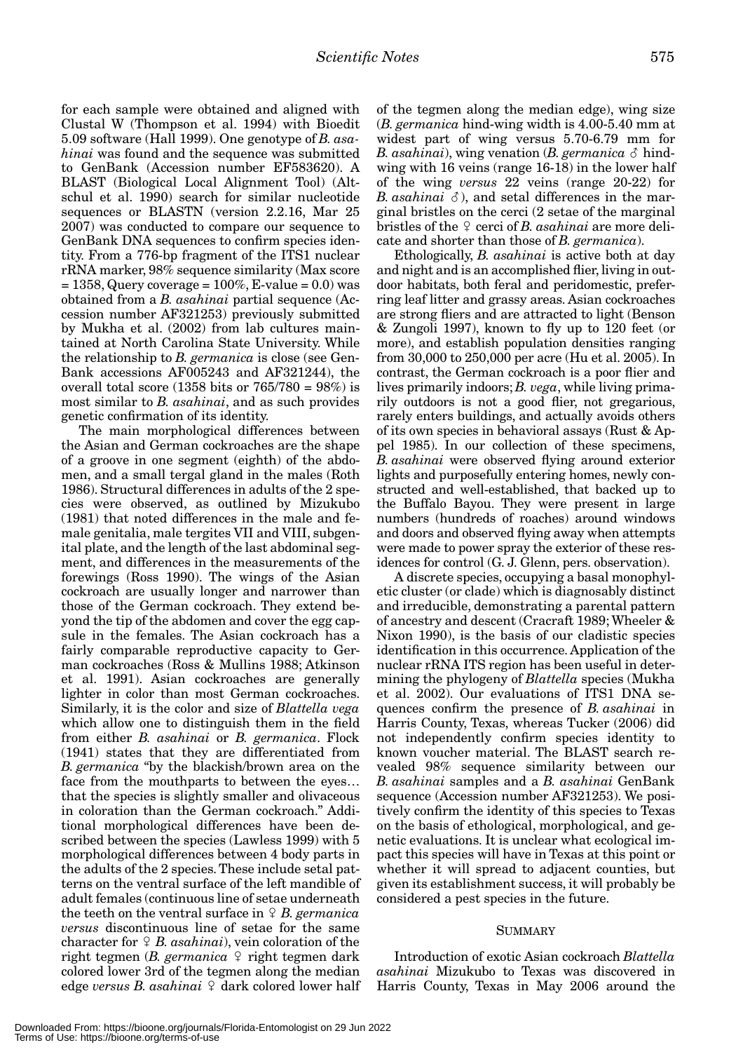for each sample were obtained and aligned with Clustal W (Thompson et al. 1994) with Bioedit 5.09 software (Hall 1999). One genotype of *B. asahinai* was found and the sequence was submitted to GenBank (Accession number EF583620). A BLAST (Biological Local Alignment Tool) (Altschul et al. 1990) search for similar nucleotide sequences or BLASTN (version 2.2.16, Mar 25 2007) was conducted to compare our sequence to GenBank DNA sequences to confirm species identity. From a 776-bp fragment of the ITS1 nuclear rRNA marker, 98% sequence similarity (Max score = 1358, Query coverage = 100%, E-value = 0.0) was obtained from a *B. asahinai* partial sequence (Accession number AF321253) previously submitted by Mukha et al. (2002) from lab cultures maintained at North Carolina State University. While the relationship to *B. germanica* is close (see GenBank accessions AF005243 and AF321244), the overall total score (1358 bits or 765/780 = 98%) is most similar to *B. asahinai*, and as such provides genetic confirmation of its identity.

The main morphological differences between the Asian and German cockroaches are the shape of a groove in one segment (eighth) of the abdomen, and a small tergal gland in the males (Roth 1986). Structural differences in adults of the 2 species were observed, as outlined by Mizukubo (1981) that noted differences in the male and female genitalia, male tergites VII and VIII, subgenital plate, and the length of the last abdominal segment, and differences in the measurements of the forewings (Ross 1990). The wings of the Asian cockroach are usually longer and narrower than those of the German cockroach. They extend beyond the tip of the abdomen and cover the egg capsule in the females. The Asian cockroach has a fairly comparable reproductive capacity to German cockroaches (Ross & Mullins 1988; Atkinson et al. 1991). Asian cockroaches are generally lighter in color than most German cockroaches. Similarly, it is the color and size of *Blattella vega* which allow one to distinguish them in the field from either *B. asahinai* or *B. germanica*. Flock (1941) states that they are differentiated from *B. germanica* "by the blackish/brown area on the face from the mouthparts to between the eyes… that the species is slightly smaller and olivaceous in coloration than the German cockroach." Additional morphological differences have been described between the species (Lawless 1999) with 5 morphological differences between 4 body parts in the adults of the 2 species. These include setal patterns on the ventral surface of the left mandible of adult females (continuous line of setae underneath the teeth on the ventral surface in ♀ *B. germanica versus* discontinuous line of setae for the same character for ♀ *B. asahinai*), vein coloration of the right tegmen (*B. germanica* ♀ right tegmen dark colored lower 3rd of the tegmen along the median edge *versus B. asahinai* ♀ dark colored lower half of the tegmen along the median edge), wing size (*B. germanica* hind-wing width is 4.00-5.40 mm at widest part of wing versus 5.70-6.79 mm for *B. asahinai*), wing venation (*B. germanica* ♂ hind-wing with 16 veins (range 16-18) in the lower half of the wing *versus* 22 veins (range 20-22) for *B. asahinai* ♂), and setal differences in the marginal bristles on the cerci (2 setae of the marginal bristles of the ♀ cerci of *B. asahinai* are more delicate and shorter than those of *B. germanica*).

Ethologically, *B. asahinai* is active both at day and night and is an accomplished flier, living in outdoor habitats, both feral and peridomestic, preferring leaf litter and grassy areas. Asian cockroaches are strong fliers and are attracted to light (Benson & Zungoli 1997), known to fly up to 120 feet (or more), and establish population densities ranging from 30,000 to 250,000 per acre (Hu et al. 2005). In contrast, the German cockroach is a poor flier and lives primarily indoors; *B. vega*, while living primarily outdoors is not a good flier, not gregarious, rarely enters buildings, and actually avoids others of its own species in behavioral assays (Rust & Appel 1985). In our collection of these specimens, *B. asahinai* were observed flying around exterior lights and purposefully entering homes, newly constructed and well-established, that backed up to the Buffalo Bayou. They were present in large numbers (hundreds of roaches) around windows and doors and observed flying away when attempts were made to power spray the exterior of these residences for control (G. J. Glenn, pers. observation).

A discrete species, occupying a basal monophyletic cluster (or clade) which is diagnosably distinct and irreducible, demonstrating a parental pattern of ancestry and descent (Cracraft 1989; Wheeler & Nixon 1990), is the basis of our cladistic species identification in this occurrence. Application of the nuclear rRNA ITS region has been useful in determining the phylogeny of *Blattella* species (Mukha et al. 2002). Our evaluations of ITS1 DNA sequences confirm the presence of *B. asahinai* in Harris County, Texas, whereas Tucker (2006) did not independently confirm species identity to known voucher material. The BLAST search revealed 98% sequence similarity between our *B. asahinai* samples and a *B. asahinai* GenBank sequence (Accession number AF321253). We positively confirm the identity of this species to Texas on the basis of ethological, morphological, and genetic evaluations. It is unclear what ecological impact this species will have in Texas at this point or whether it will spread to adjacent counties, but given its establishment success, it will probably be considered a pest species in the future.

## SUMMARY

Introduction of exotic Asian cockroach *Blattella asahinai* Mizukubo to Texas was discovered in Harris County, Texas in May 2006 around the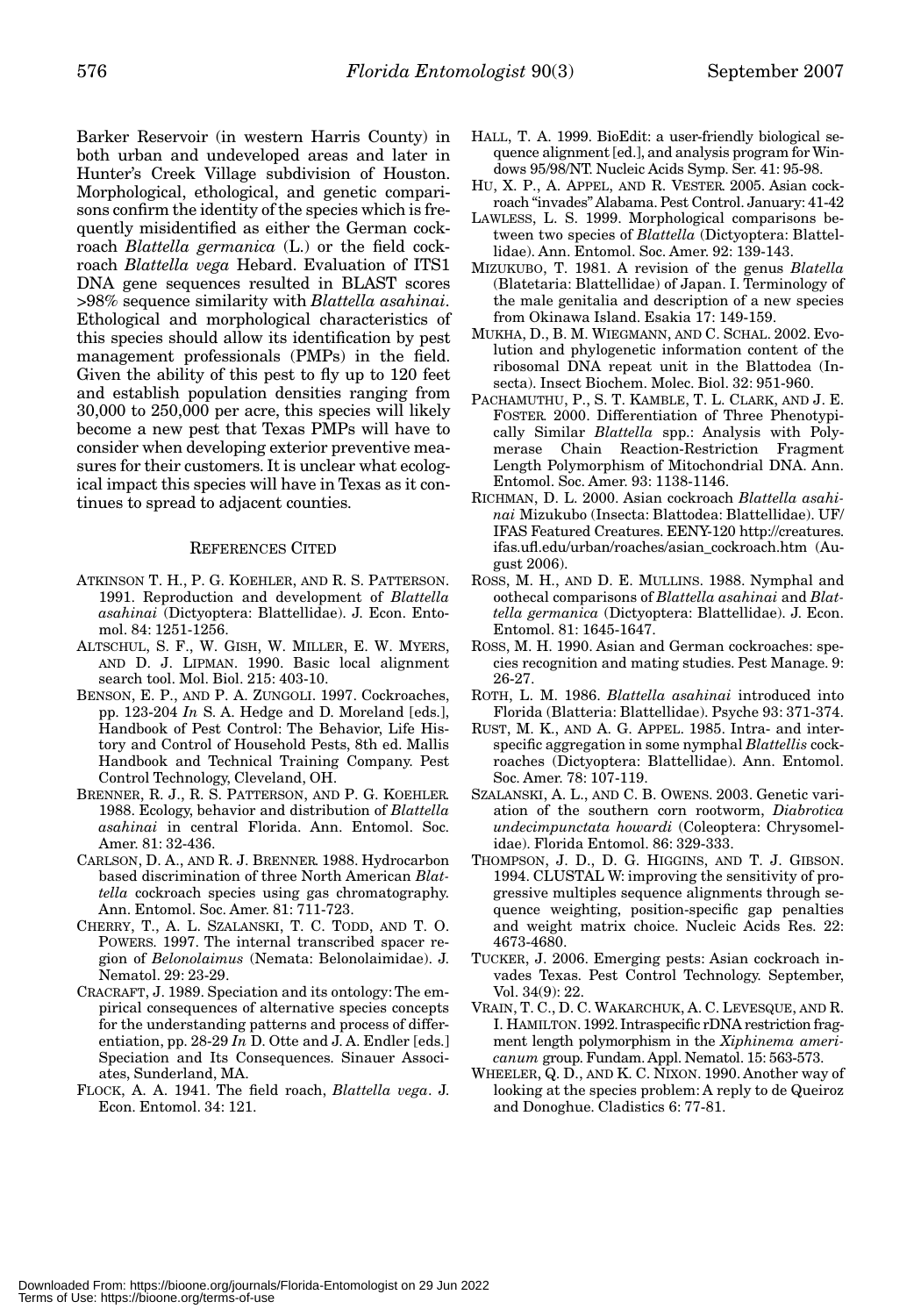Barker Reservoir (in western Harris County) in both urban and undeveloped areas and later in Hunter's Creek Village subdivision of Houston. Morphological, ethological, and genetic comparisons confirm the identity of the species which is frequently misidentified as either the German cockroach *Blattella germanica* (L.) or the field cockroach *Blattella vega* Hebard. Evaluation of ITS1 DNA gene sequences resulted in BLAST scores >98% sequence similarity with *Blattella asahinai*. Ethological and morphological characteristics of this species should allow its identification by pest management professionals (PMPs) in the field. Given the ability of this pest to fly up to 120 feet and establish population densities ranging from 30,000 to 250,000 per acre, this species will likely become a new pest that Texas PMPs will have to consider when developing exterior preventive measures for their customers. It is unclear what ecological impact this species will have in Texas as it continues to spread to adjacent counties.

## REFERENCES CITED

ATKINSON T. H., P. G. KOEHLER, AND R. S. PATTERSON. 1991. Reproduction and development of *Blattella asahinai* (Dictyoptera: Blattellidae). J. Econ. Entomol. 84: 1251-1256.

ALTSCHUL, S. F., W. GISH, W. MILLER, E. W. MYERS, AND D. J. LIPMAN. 1990. Basic local alignment search tool. Mol. Biol. 215: 403-10.

BENSON, E. P., AND P. A. ZUNGOLI. 1997. Cockroaches, pp. 123-204 *In* S. A. Hedge and D. Moreland [eds.], Handbook of Pest Control: The Behavior, Life History and Control of Household Pests, 8th ed. Mallis Handbook and Technical Training Company. Pest Control Technology, Cleveland, OH.

BRENNER, R. J., R. S. PATTERSON, AND P. G. KOEHLER. 1988. Ecology, behavior and distribution of *Blattella asahinai* in central Florida. Ann. Entomol. Soc. Amer. 81: 32-436.

CARLSON, D. A., AND R. J. BRENNER. 1988. Hydrocarbon based discrimination of three North American *Blattella* cockroach species using gas chromatography. Ann. Entomol. Soc. Amer. 81: 711-723.

CHERRY, T., A. L. SZALANSKI, T. C. TODD, AND T. O. POWERS. 1997. The internal transcribed spacer region of *Belonolaimus* (Nemata: Belonolaimidae). J. Nematol. 29: 23-29.

CRACRAFT, J. 1989. Speciation and its ontology: The empirical consequences of alternative species concepts for the understanding patterns and process of differentiation, pp. 28-29 *In* D. Otte and J. A. Endler [eds.] Speciation and Its Consequences. Sinauer Associates, Sunderland, MA.

FLOCK, A. A. 1941. The field roach, *Blattella vega*. J. Econ. Entomol. 34: 121.

HALL, T. A. 1999. BioEdit: a user-friendly biological sequence alignment [ed.], and analysis program for Windows 95/98/NT. Nucleic Acids Symp. Ser. 41: 95-98.

HU, X. P., A. APPEL, AND R. VESTER. 2005. Asian cockroach "invades" Alabama. Pest Control. January: 41-42

LAWLESS, L. S. 1999. Morphological comparisons between two species of *Blattella* (Dictyoptera: Blattellidae). Ann. Entomol. Soc. Amer. 92: 139-143.

MIZUKUBO, T. 1981. A revision of the genus *Blatella* (Blatetaria: Blattellidae) of Japan. I. Terminology of the male genitalia and description of a new species from Okinawa Island. Esakia 17: 149-159.

MUKHA, D., B. M. WIEGMANN, AND C. SCHAL. 2002. Evolution and phylogenetic information content of the ribosomal DNA repeat unit in the Blattodea (Insecta). Insect Biochem. Molec. Biol. 32: 951-960.

PACHAMUTHU, P., S. T. KAMBLE, T. L. CLARK, AND J. E. FOSTER. 2000. Differentiation of Three Phenotypically Similar *Blattella* spp.: Analysis with Polymerase Chain Reaction-Restriction Fragment Length Polymorphism of Mitochondrial DNA. Ann. Entomol. Soc. Amer. 93: 1138-1146.

RICHMAN, D. L. 2000. Asian cockroach *Blattella asahinai* Mizukubo (Insecta: Blattodea: Blattellidae). UF/IFAS Featured Creatures. EENY-120 http://creatures.ifas.ufl.edu/urban/roaches/asian_cockroach.htm (August 2006).

ROSS, M. H., AND D. E. MULLINS. 1988. Nymphal and oothecal comparisons of *Blattella asahinai* and *Blattella germanica* (Dictyoptera: Blattellidae). J. Econ. Entomol. 81: 1645-1647.

ROSS, M. H. 1990. Asian and German cockroaches: species recognition and mating studies. Pest Manage. 9: 26-27.

ROTH, L. M. 1986. *Blattella asahinai* introduced into Florida (Blatteria: Blattellidae). Psyche 93: 371-374.

RUST, M. K., AND A. G. APPEL. 1985. Intra- and interspecific aggregation in some nymphal *Blattellis* cockroaches (Dictyoptera: Blattellidae). Ann. Entomol. Soc. Amer. 78: 107-119.

SZALANSKI, A. L., AND C. B. OWENS. 2003. Genetic variation of the southern corn rootworm, *Diabrotica undecimpunctata howardi* (Coleoptera: Chrysomelidae). Florida Entomol. 86: 329-333.

THOMPSON, J. D., D. G. HIGGINS, AND T. J. GIBSON. 1994. CLUSTAL W: improving the sensitivity of progressive multiples sequence alignments through sequence weighting, position-specific gap penalties and weight matrix choice. Nucleic Acids Res. 22: 4673-4680.

TUCKER, J. 2006. Emerging pests: Asian cockroach invades Texas. Pest Control Technology. September, Vol. 34(9): 22.

VRAIN, T. C., D. C. WAKARCHUK, A. C. LEVESQUE, AND R. I. HAMILTON. 1992. Intraspecific rDNA restriction fragment length polymorphism in the *Xiphinema americanum* group. Fundam. Appl. Nematol. 15: 563-573.

WHEELER, Q. D., AND K. C. NIXON. 1990. Another way of looking at the species problem: A reply to de Queiroz and Donoghue. Cladistics 6: 77-81.